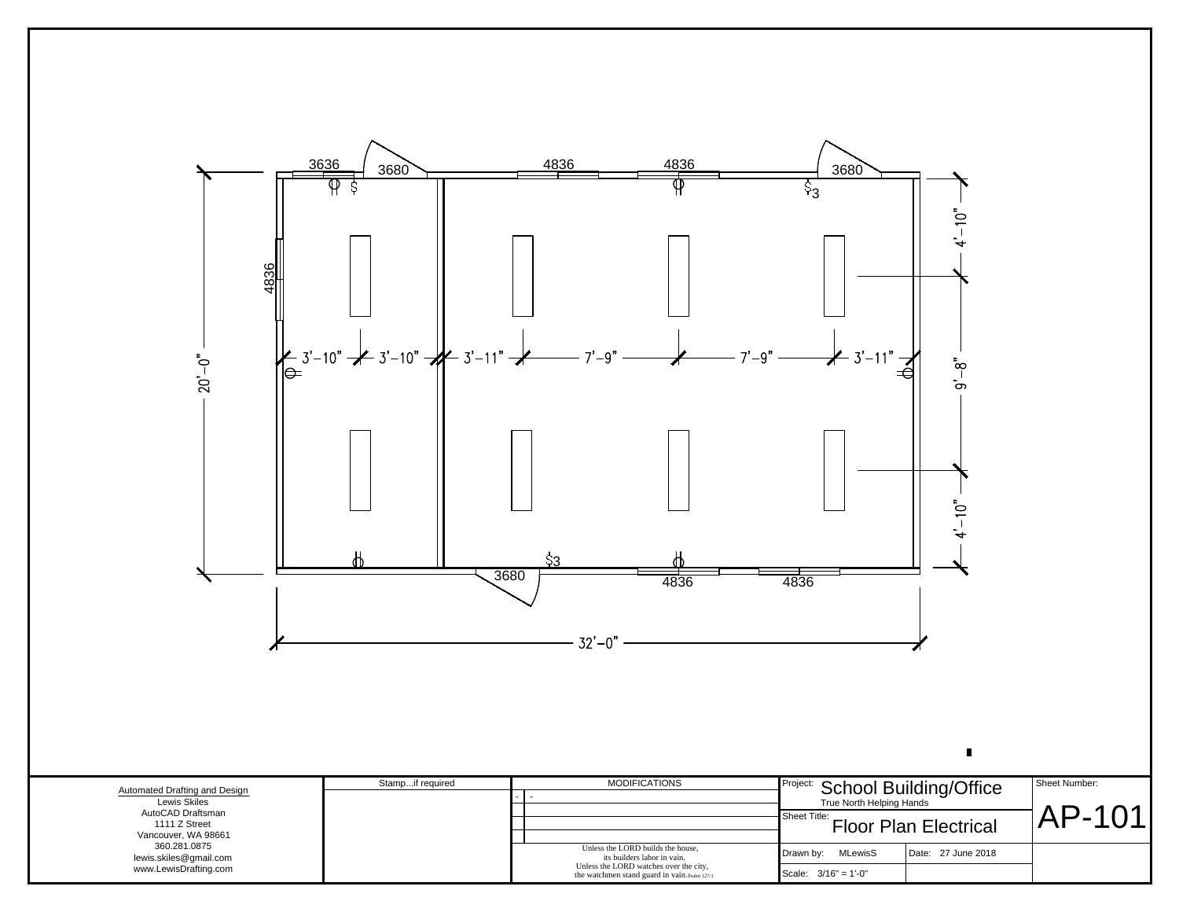3636

3680

4836

4836

3680

4836

$3

4'-10"

3'-10" 3'-10" 3'-11" 7'-9" 7'-9" 3'-11"

20'-0"

9'-8"

4'-10"

$3

3680

4836

4836

32'-0"

| Automated Drafting and Design | Stamp...if required | MODIFICATIONS | Project: School Building/Office | Sheet Number: |
|---|---|---|---|---|
| Lewis Skiles | | - - | True North Helping Hands | AP-101 |
| AutoCAD Draftsman | | | Sheet Title: Floor Plan Electrical | |
| 1111 Z Street | | | | |
| Vancouver, WA 98661 | | | | |
| 360.281.0875 | | Unless the LORD builds the house, its builders labor in vain. Unless the LORD watches over the city, the watchmen stand guard in vain. Psalm 127:1 | Drawn by: MLewisS / Date: 27 June 2018 | |
| lewis.skiles@gmail.com | | | | |
| www.LewisDrafting.com | | | Scale: 3/16" = 1'-0" | |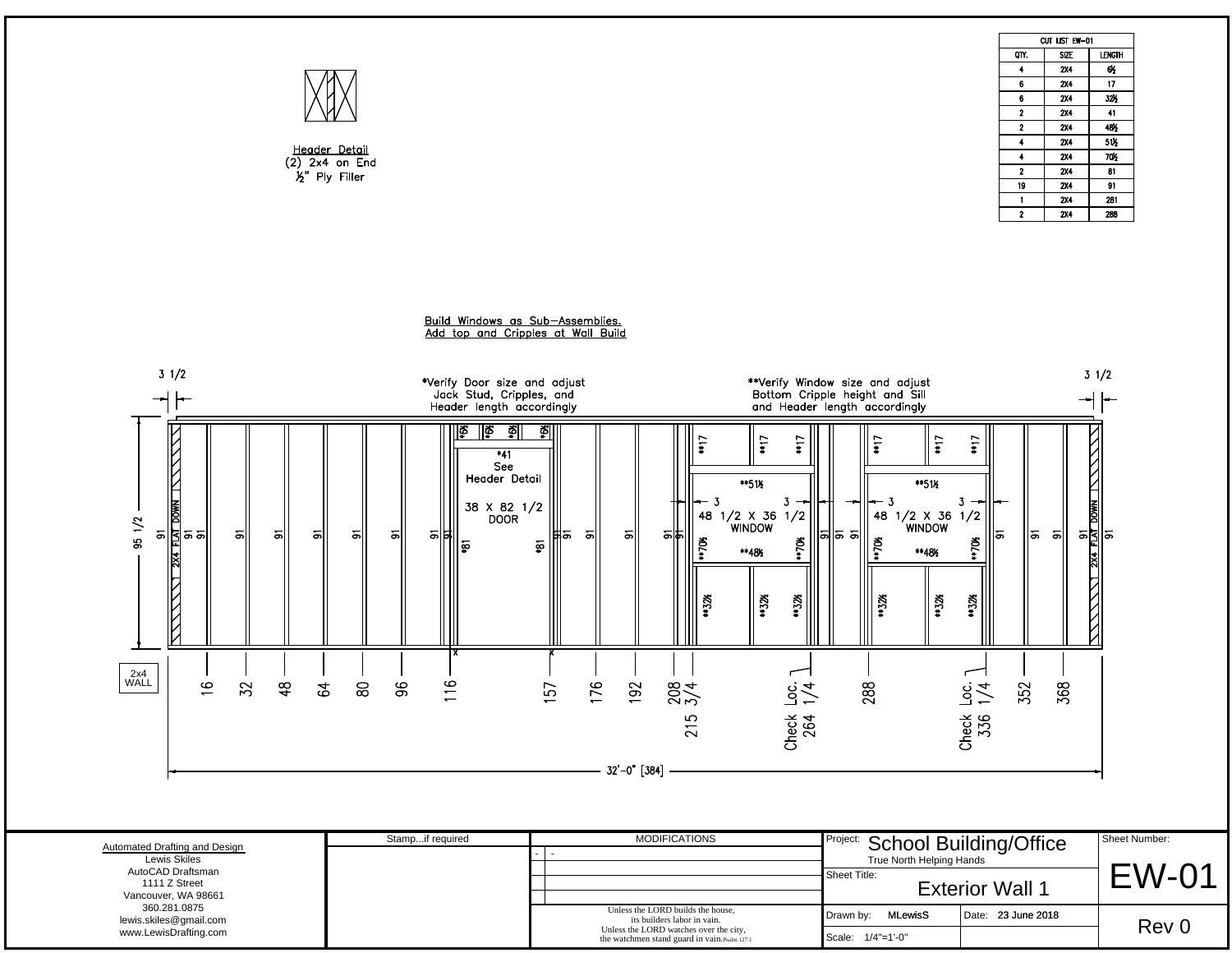| CUT LIST EW-01 | | |
|---|---|---|
| QTY. | SIZE | LENGTH |
| 4 | 2X4 | 6½ |
| 6 | 2X4 | 17 |
| 6 | 2X4 | 32½ |
| 2 | 2X4 | 41 |
| 2 | 2X4 | 48½ |
| 4 | 2X4 | 51½ |
| 4 | 2X4 | 70½ |
| 2 | 2X4 | 81 |
| 19 | 2X4 | 91 |
| 1 | 2X4 | 281 |
| 2 | 2X4 | 288 |

Header Detail
(2) 2x4 on End
½" Ply Filler

Build Windows as Sub-Assemblies.
Add top and Cripples at Wall Build

*Verify Door size and adjust Jack Stud, Cripples, and Header length accordingly

**Verify Window size and adjust Bottom Cripple height and Sill and Header length accordingly

3 1/2

3 1/2

95 1/2

2X4 FLAT DOWN

*41 See Header Detail

38 X 82 1/2 DOOR

**51½

48 1/2 X 36 1/2 WINDOW

**48½

**17

**70½

**32½

*6½

*81

91

2x4 WALL

16, 32, 48, 64, 80, 96, 116, 157, 176, 192, 208 3/4, 215 3/4, Check Loc. 264 1/4, 288, Check Loc. 336 1/4, 352, 368

32'-0" [384]

Automated Drafting and Design
Lewis Skiles
AutoCAD Draftsman
1111 Z Street
Vancouver, WA 98661
360.281.0875
lewis.skiles@gmail.com
www.LewisDrafting.com

Stamp...if required

MODIFICATIONS

Unless the LORD builds the house, its builders labor in vain. Unless the LORD watches over the city, the watchmen stand guard in vain. Psalm 127:1

Project: School Building/Office
True North Helping Hands

Sheet Title: Exterior Wall 1

Drawn by: MLewisS

Date: 23 June 2018

Scale: 1/4"=1'-0"

Sheet Number: EW-01

Rev 0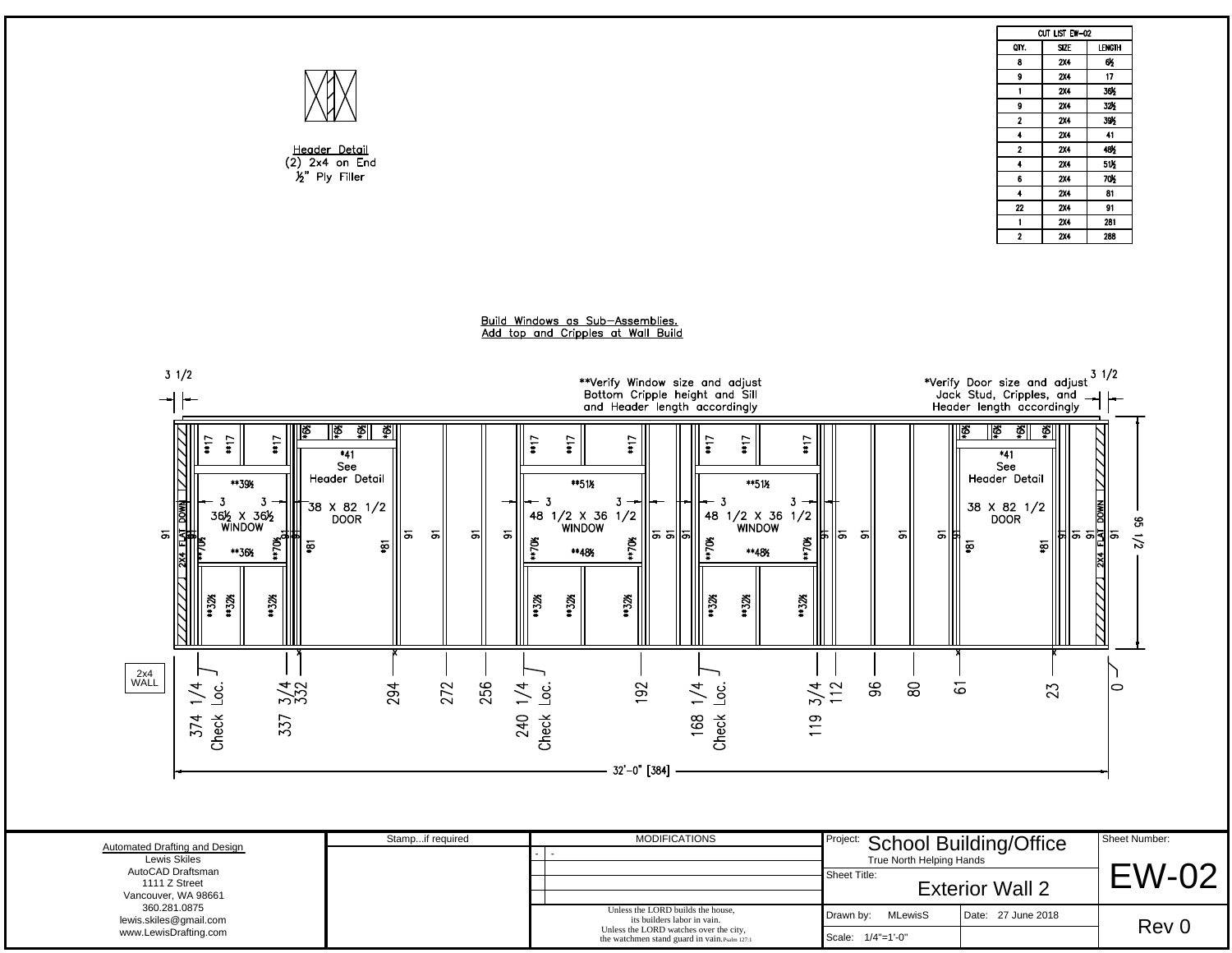| CUT LIST EW-02 | | |
|---|---|---|
| QTY. | SIZE | LENGTH |
| 8 | 2X4 | 6½ |
| 9 | 2X4 | 17 |
| 1 | 2X4 | 36½ |
| 9 | 2X4 | 32⅝ |
| 2 | 2X4 | 39½ |
| 4 | 2X4 | 41 |
| 2 | 2X4 | 48⅝ |
| 4 | 2X4 | 51½ |
| 6 | 2X4 | 70⅝ |
| 4 | 2X4 | 81 |
| 22 | 2X4 | 91 |
| 1 | 2X4 | 281 |
| 2 | 2X4 | 288 |

Header Detail
(2) 2x4 on End
½" Ply Filler

Build Windows as Sub–Assemblies.
Add top and Cripples at Wall Build

**Verify Window size and adjust Bottom Cripple height and Sill and Header length accordingly

*Verify Door size and adjust Jack Stud, Cripples, and Header length accordingly

3 1/2

3 1/2

**17 **17 **17 *6½ *6½ *6½ *6½ **17 **17 **17 **17 **17 **17 *6½ *6½ *6½ *6½

*41 See Header Detail

**39½

3 — 3

36½ X 36½ WINDOW

**36½

38 X 82 1/2 DOOR

**51½

48 1/2 X 36 1/2 WINDOW

**48½

**51½

48 1/2 X 36 1/2 WINDOW

**48½

*41 See Header Detail

38 X 82 1/2 DOOR

2X4 FLAT DOWN

91 **70⅝ *81 **32⅝

95 1/2

2x4 WALL

374 1/4 Check Loc. | 337 3/4 | 332 | 294 | 272 | 256 | 240 1/4 Check Loc. | 192 | 168 1/4 Check Loc. | 119 3/4 | 112 | 96 | 80 | 61 | 23 | 0

32'-0" [384]

Automated Drafting and Design
Lewis Skiles
AutoCAD Draftsman
1111 Z Street
Vancouver, WA 98661
360.281.0875
lewis.skiles@gmail.com
www.LewisDrafting.com

Stamp...if required

MODIFICATIONS

Unless the LORD builds the house, its builders labor in vain. Unless the LORD watches over the city, the watchmen stand guard in vain. Psalm 127:1

Project: School Building/Office
True North Helping Hands

Sheet Title: Exterior Wall 2

Drawn by: MLewisS | Date: 27 June 2018

Scale: 1/4"=1'-0"

Sheet Number: EW-02

Rev 0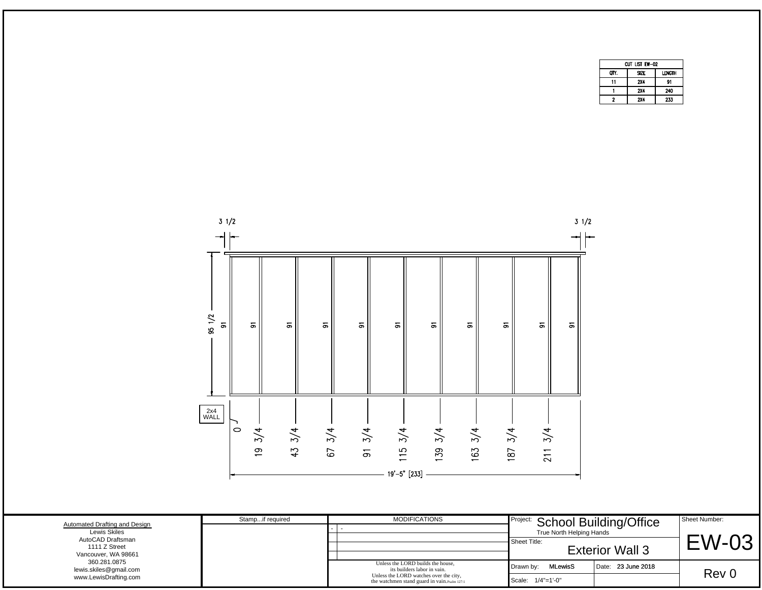| CUT LIST EW-02 | | |
|---|---|---|
| QTY. | SIZE | LENGTH |
| 11 | 2X4 | 91 |
| 1 | 2X4 | 240 |
| 2 | 2X4 | 233 |

3 1/2

3 1/2

95 1/2

91 91 91 91 91 91 91 91 91 91 91

2x4 WALL

0

19 3/4

43 3/4

67 3/4

91 3/4

115 3/4

139 3/4

163 3/4

187 3/4

211 3/4

19'-5" [233]

Automated Drafting and Design
Lewis Skiles
AutoCAD Draftsman
1111 Z Street
Vancouver, WA 98661
360.281.0875
lewis.skiles@gmail.com
www.LewisDrafting.com

Stamp...if required

MODIFICATIONS

| - | - |
|---|---|

Unless the LORD builds the house,
its builders labor in vain.
Unless the LORD watches over the city,
the watchmen stand guard in vain. Psalm 127:1

Project: School Building/Office
True North Helping Hands

Sheet Title: Exterior Wall 3

Drawn by: MLewisS

Date: 23 June 2018

Scale: 1/4"=1'-0"

Sheet Number: EW-03

Rev 0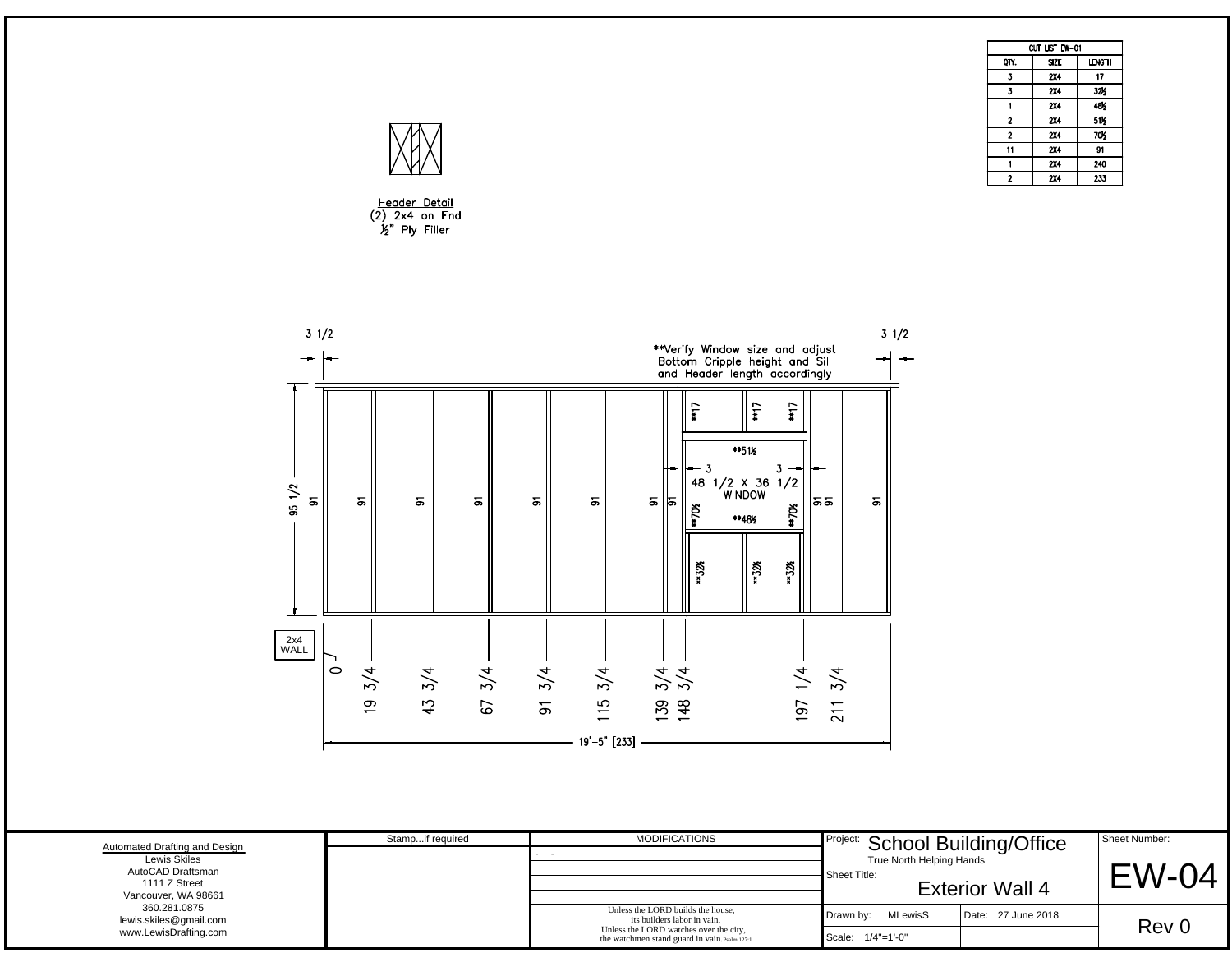| CUT LIST EW-01 | | |
|---|---|---|
| QTY. | SIZE | LENGTH |
| 3 | 2X4 | 17 |
| 3 | 2X4 | 32½ |
| 1 | 2X4 | 48½ |
| 2 | 2X4 | 51½ |
| 2 | 2X4 | 70½ |
| 11 | 2X4 | 91 |
| 1 | 2X4 | 240 |
| 2 | 2X4 | 233 |

Header Detail
(2) 2x4 on End
½" Ply Filler

3 1/2

3 1/2

**Verify Window size and adjust Bottom Cripple height and Sill and Header length accordingly

**17 **17 **17

**51½

3 3

48 1/2 X 36 1/2
WINDOW

**70½ **48½ **70½

**32½ **32½ **32½

95 1/2

91 91 91 91 91 91 91 91 91 91 91

2x4 WALL

0 19 3/4 43 3/4 67 3/4 91 3/4 115 3/4 139 3/4 148 3/4 197 1/4 211 3/4

19'-5" [233]

Automated Drafting and Design
Lewis Skiles
AutoCAD Draftsman
1111 Z Street
Vancouver, WA 98661
360.281.0875
lewis.skiles@gmail.com
www.LewisDrafting.com

Stamp...if required

MODIFICATIONS

- -

Unless the LORD builds the house, its builders labor in vain. Unless the LORD watches over the city, the watchmen stand guard in vain. Psalm 127:1

Project: School Building/Office
True North Helping Hands

Sheet Title: Exterior Wall 4

Drawn by: MLewisS | Date: 27 June 2018

Scale: 1/4"=1'-0"

Sheet Number: EW-04

Rev 0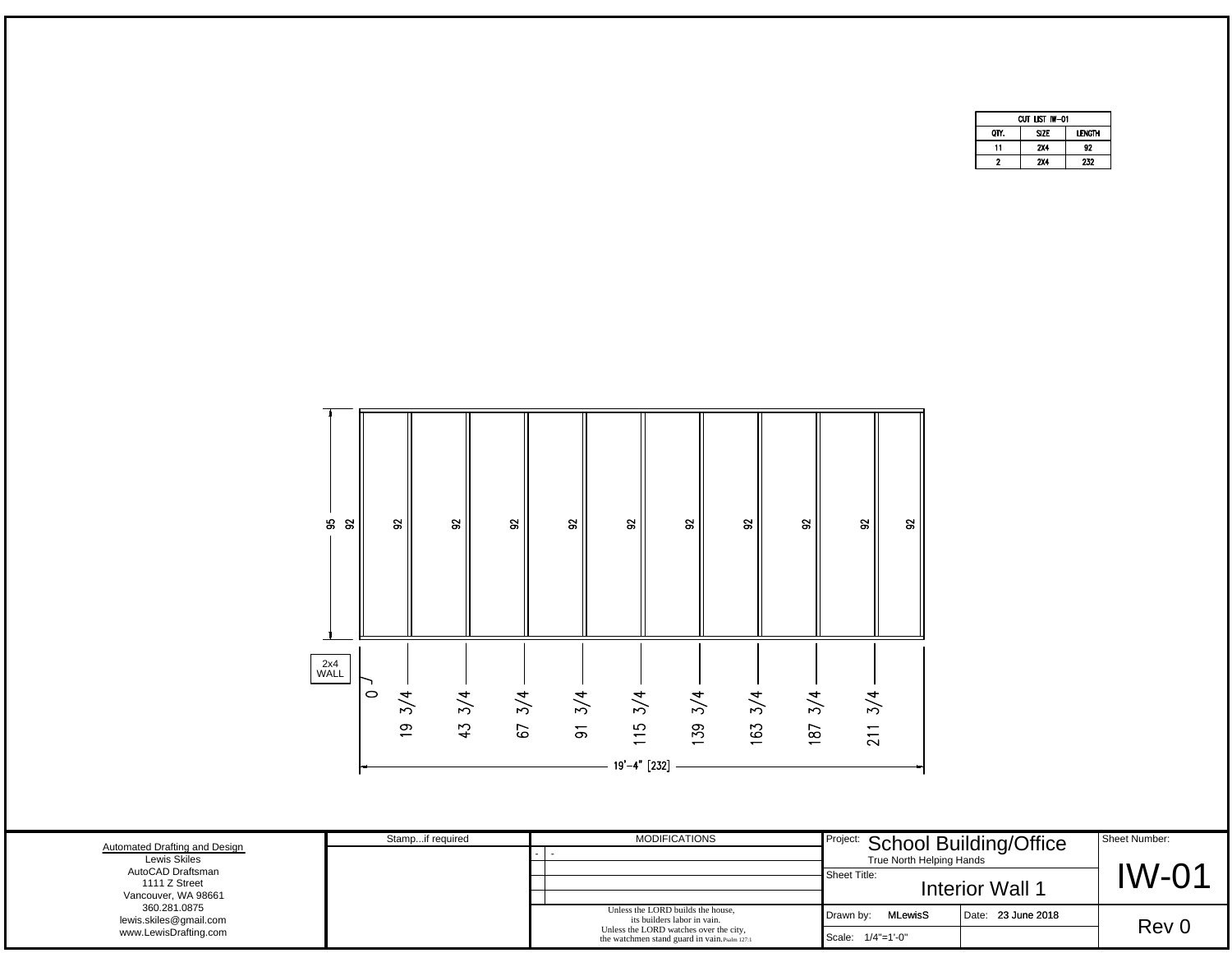| CUT LIST IW-01 | | |
|---|---|---|
| QTY. | SIZE | LENGTH |
| 11 | 2X4 | 92 |
| 2 | 2X4 | 232 |

95 92 92 92 92 92 92 92 92 92 92 92

2x4 WALL

0 19 3/4 43 3/4 67 3/4 91 3/4 115 3/4 139 3/4 163 3/4 187 3/4 211 3/4

19'-4" [232]

Automated Drafting and Design
Lewis Skiles
AutoCAD Draftsman
1111 Z Street
Vancouver, WA 98661
360.281.0875
lewis.skiles@gmail.com
www.LewisDrafting.com

Stamp...if required

| MODIFICATIONS | |
|---|---|
| - | - |
| | |
| | |

Unless the LORD builds the house, its builders labor in vain. Unless the LORD watches over the city, the watchmen stand guard in vain. Psalm 127:1

Project: School Building/Office
True North Helping Hands

Sheet Title: Interior Wall 1

Drawn by: MLewisS

Date: 23 June 2018

Scale: 1/4"=1'-0"

Sheet Number: IW-01

Rev 0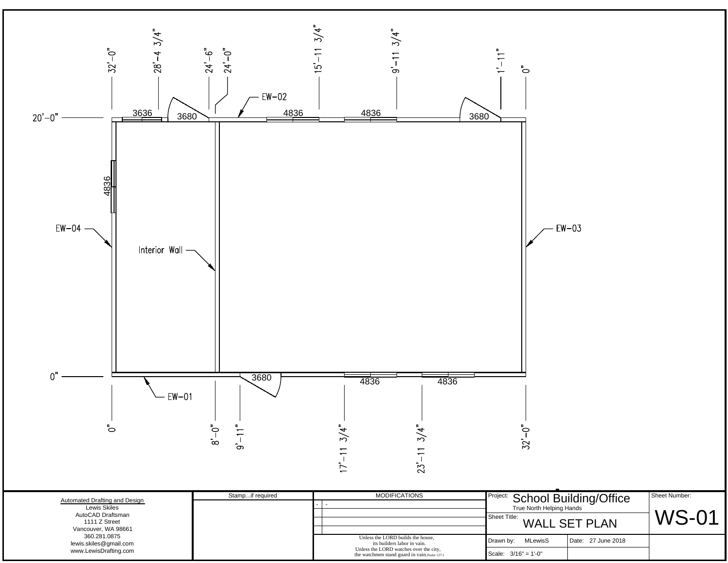32'-0" 28'-4 3/4" 24'-6" 24'-0" 15'-11 3/4" 9'-11 3/4" 1'-11" 0"

EW-02

20'-0"

3636 3680 4836 4836 3680

4836

EW-04

Interior Wall

EW-03

0"

3680 4836 4836

EW-01

0" 8'-0" 9'-11" 17'-11 3/4" 23'-11 3/4" 32'-0"

| Automated Drafting and Design | Stamp...if required | MODIFICATIONS | Project: School Building/Office | Sheet Number: |
|---|---|---|---|---|
| Lewis Skiles<br>AutoCAD Draftsman<br>1111 Z Street<br>Vancouver, WA 98661<br>360.281.0875<br>lewis.skiles@gmail.com<br>www.LewisDrafting.com | | - - | True North Helping Hands<br>Sheet Title: WALL SET PLAN | WS-01 |
| | | Unless the LORD builds the house, its builders labor in vain. Unless the LORD watches over the city, the watchmen stand guard in vain. Psalm 127:1 | Drawn by: MLewisS<br>Date: 27 June 2018<br>Scale: 3/16" = 1'-0" | |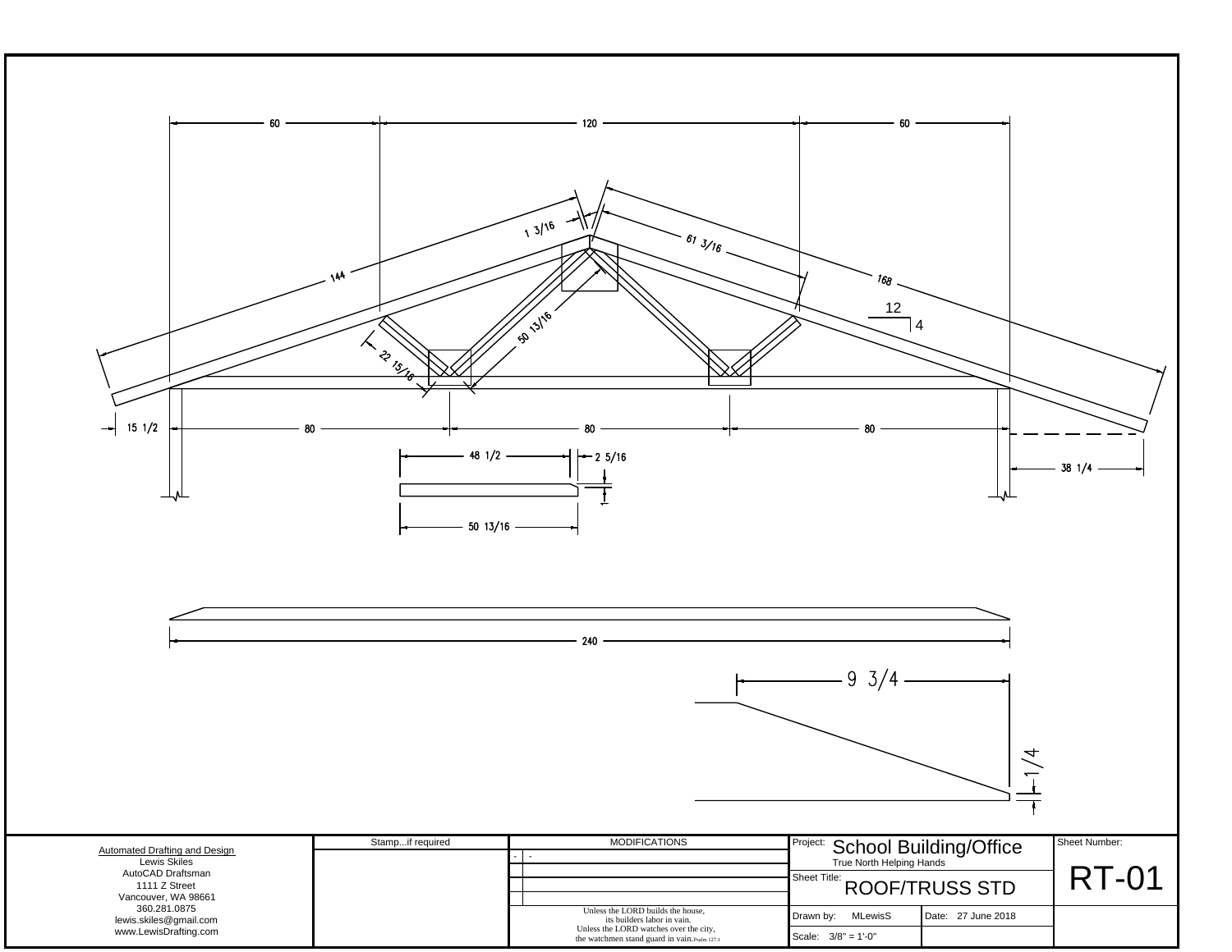60

120

60

1 3/16

61 3/16

144

168

12

4

50 13/16

22 15/16

15 1/2

80

80

80

48 1/2

2 5/16

1

50 13/16

38 1/4

240

9 3/4

1/4

Automated Drafting and Design
Lewis Skiles
AutoCAD Draftsman
1111 Z Street
Vancouver, WA 98661
360.281.0875
lewis.skiles@gmail.com
www.LewisDrafting.com

Stamp...if required

| MODIFICATIONS | |
|---|---|
| - | - |
| | |
| | |

Unless the LORD builds the house,
its builders labor in vain.
Unless the LORD watches over the city,
the watchmen stand guard in vain. Psalm 127:1

Project: School Building/Office
True North Helping Hands

Sheet Title: ROOF/TRUSS STD

Sheet Number: RT-01

Drawn by: MLewisS

Date: 27 June 2018

Scale: 3/8" = 1'-0"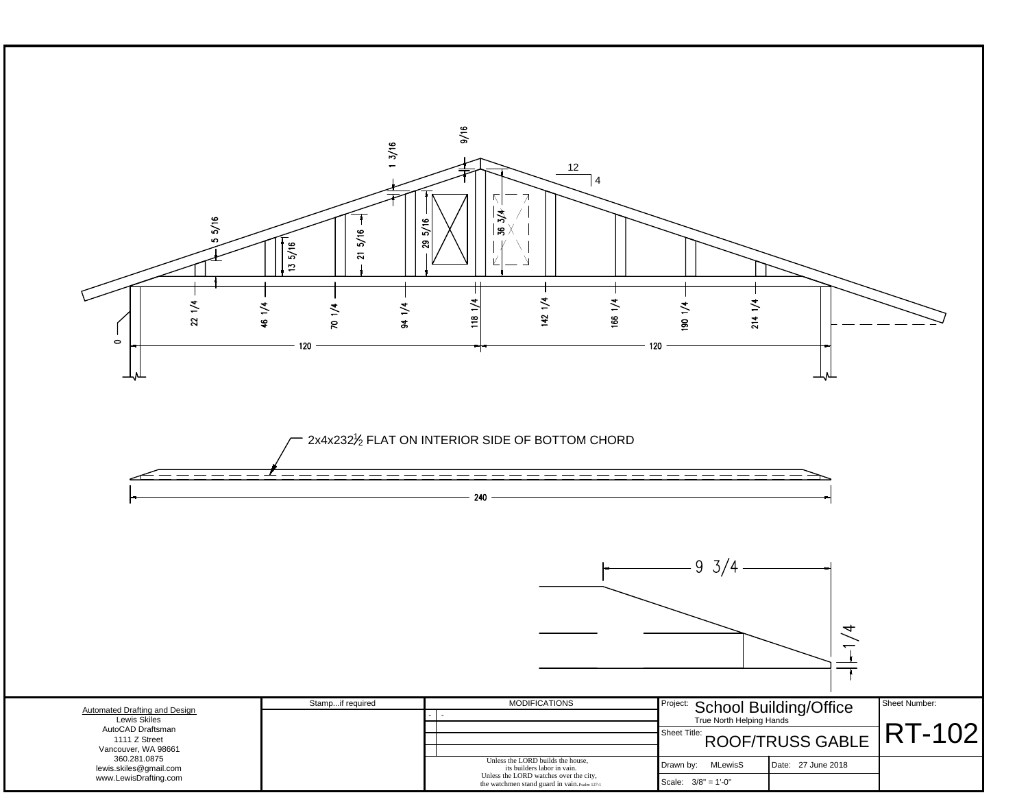12
4

9/16

1 3/16

5 5/16

13 5/16

21 5/16

29 5/16

36 3/4

22 1/4

46 1/4

70 1/4

94 1/4

118 1/4

142 1/4

166 1/4

190 1/4

214 1/4

0

120

120

2x4x232½ FLAT ON INTERIOR SIDE OF BOTTOM CHORD

240

9 3/4

1/4

| Automated Drafting and Design | Stamp...if required | MODIFICATIONS | Project: School Building/Office | Sheet Number: |
|---|---|---|---|---|
| Lewis Skiles<br>AutoCAD Draftsman<br>1111 Z Street<br>Vancouver, WA 98661<br>360.281.0875<br>lewis.skiles@gmail.com<br>www.LewisDrafting.com | | - - | True North Helping Hands | RT-102 |
| | | | Sheet Title: ROOF/TRUSS GABLE | |
| | | Unless the LORD builds the house, its builders labor in vain. Unless the LORD watches over the city, the watchmen stand guard in vain. Psalm 127:1 | Drawn by: MLewisS — Date: 27 June 2018 | |
| | | | Scale: 3/8" = 1'-0" | |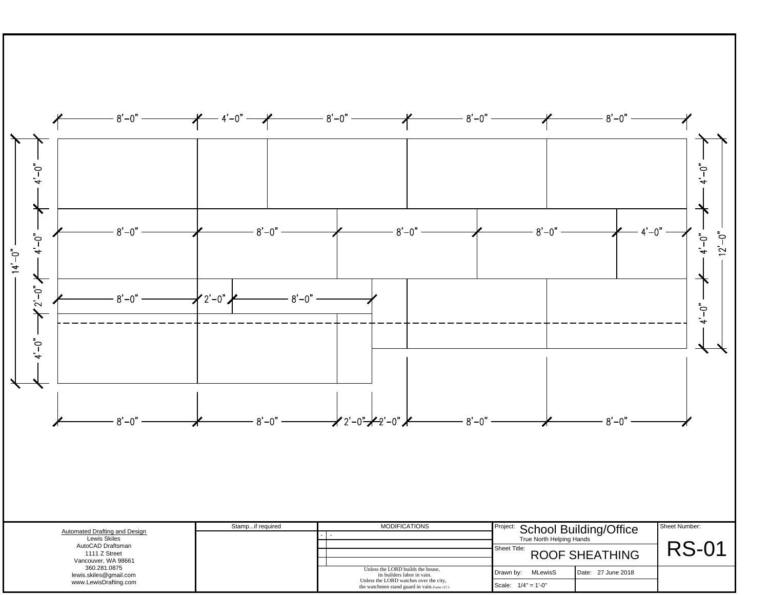8'-0" | 4'-0" | 8'-0" | 8'-0" | 8'-0"

8'-0" | 8'-0" | 8'-0" | 8'-0" | 4'-0"

8'-0" | 2'-0" | 8'-0"

8'-0" | 8'-0" | 2'-0" | 2'-0" | 8'-0" | 8'-0"

4'-0" | 4'-0" | 2'-0" | 4'-0" | 14'-0"

4'-0" | 4'-0" | 4'-0" | 12'-0"

| Automated Drafting and Design | Stamp...if required | MODIFICATIONS | Project: School Building/Office | Sheet Number: |
| --- | --- | --- | --- | --- |
| Lewis Skiles<br>AutoCAD Draftsman<br>1111 Z Street<br>Vancouver, WA 98661<br>360.281.0875<br>lewis.skiles@gmail.com<br>www.LewisDrafting.com | | - - | True North Helping Hands | RS-01 |
| | | | Sheet Title: ROOF SHEATHING | |
| | | Unless the LORD builds the house, its builders labor in vain. Unless the LORD watches over the city, the watchmen stand guard in vain. Psalm 127:1 | Drawn by: MLewisS — Date: 27 June 2018 | |
| | | | Scale: 1/4" = 1'-0" | |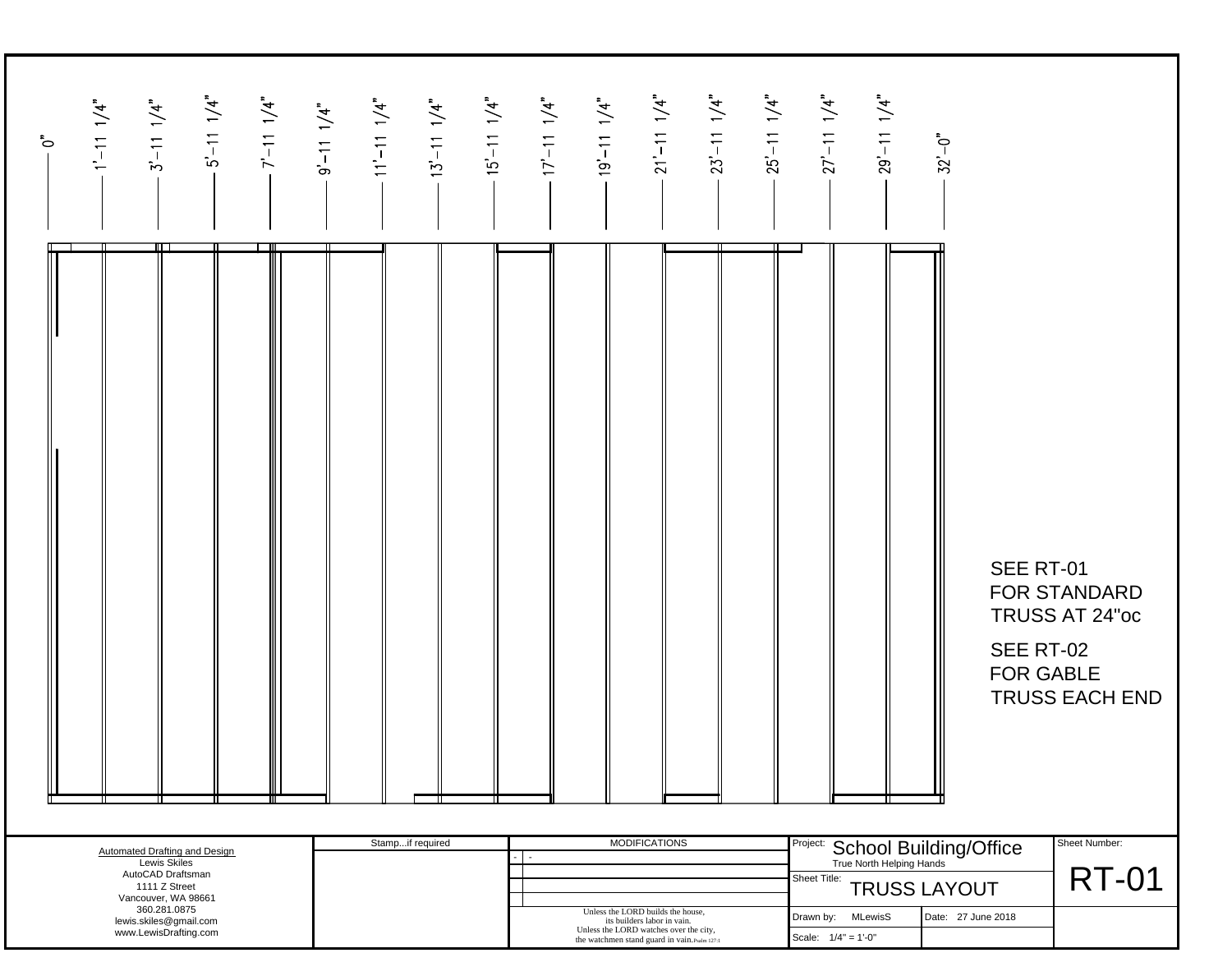0"

1'-11 1/4"

3'-11 1/4"

5'-11 1/4"

7'-11 1/4"

9'-11 1/4"

11'-11 1/4"

13'-11 1/4"

15'-11 1/4"

17'-11 1/4"

19'-11 1/4"

21'-11 1/4"

23'-11 1/4"

25'-11 1/4"

27'-11 1/4"

29'-11 1/4"

32'-0"

SEE RT-01
FOR STANDARD
TRUSS AT 24"oc

SEE RT-02
FOR GABLE
TRUSS EACH END

Automated Drafting and Design
Lewis Skiles
AutoCAD Draftsman
1111 Z Street
Vancouver, WA 98661
360.281.0875
lewis.skiles@gmail.com
www.LewisDrafting.com

Stamp...if required

MODIFICATIONS

| | |
|---|---|
| - | - |
| | |
| | |

Unless the LORD builds the house,
its builders labor in vain.
Unless the LORD watches over the city,
the watchmen stand guard in vain. Psalm 127:1

Project: School Building/Office
True North Helping Hands

Sheet Title: TRUSS LAYOUT

Drawn by: MLewisS

Date: 27 June 2018

Scale: 1/4" = 1'-0"

Sheet Number: RT-01